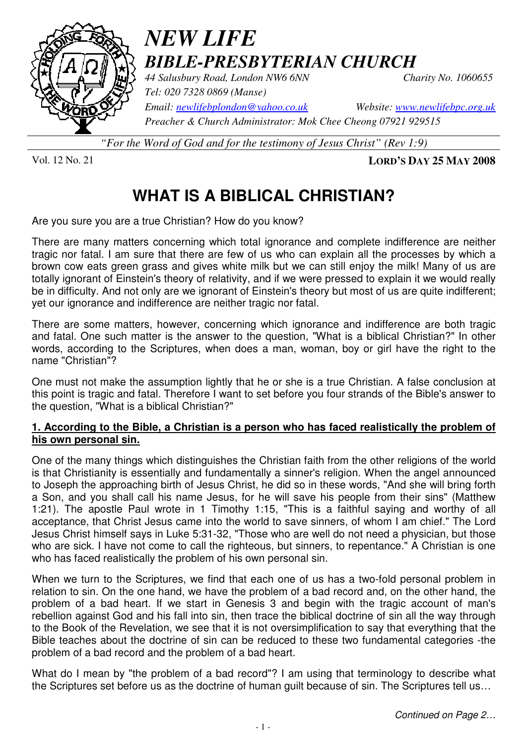# *NEW LIFE*

## *BIBLE-PRESBYTERIAN CHURCH*

*44 Salusbury Road, London NW6 6NN* *Charity No. 1060655*
*Tel: 020 7328 0869 (Manse)*
*Email: newlifebplondon@yahoo.co.uk* *Website: www.newlifebpc.org.uk*
*Preacher & Church Administrator: Mok Chee Cheong 07921 929515*

*"For the Word of God and for the testimony of Jesus Christ" (Rev 1:9)*

Vol. 12 No. 21 **LORD'S DAY 25 MAY 2008**

# WHAT IS A BIBLICAL CHRISTIAN?

Are you sure you are a true Christian? How do you know?

There are many matters concerning which total ignorance and complete indifference are neither tragic nor fatal. I am sure that there are few of us who can explain all the processes by which a brown cow eats green grass and gives white milk but we can still enjoy the milk! Many of us are totally ignorant of Einstein's theory of relativity, and if we were pressed to explain it we would really be in difficulty. And not only are we ignorant of Einstein's theory but most of us are quite indifferent; yet our ignorance and indifference are neither tragic nor fatal.

There are some matters, however, concerning which ignorance and indifference are both tragic and fatal. One such matter is the answer to the question, "What is a biblical Christian?" In other words, according to the Scriptures, when does a man, woman, boy or girl have the right to the name "Christian"?

One must not make the assumption lightly that he or she is a true Christian. A false conclusion at this point is tragic and fatal. Therefore I want to set before you four strands of the Bible's answer to the question, "What is a biblical Christian?"

**1. According to the Bible, a Christian is a person who has faced realistically the problem of his own personal sin.**

One of the many things which distinguishes the Christian faith from the other religions of the world is that Christianity is essentially and fundamentally a sinner's religion. When the angel announced to Joseph the approaching birth of Jesus Christ, he did so in these words, "And she will bring forth a Son, and you shall call his name Jesus, for he will save his people from their sins" (Matthew 1:21). The apostle Paul wrote in 1 Timothy 1:15, "This is a faithful saying and worthy of all acceptance, that Christ Jesus came into the world to save sinners, of whom I am chief." The Lord Jesus Christ himself says in Luke 5:31-32, "Those who are well do not need a physician, but those who are sick. I have not come to call the righteous, but sinners, to repentance." A Christian is one who has faced realistically the problem of his own personal sin.

When we turn to the Scriptures, we find that each one of us has a two-fold personal problem in relation to sin. On the one hand, we have the problem of a bad record and, on the other hand, the problem of a bad heart. If we start in Genesis 3 and begin with the tragic account of man's rebellion against God and his fall into sin, then trace the biblical doctrine of sin all the way through to the Book of the Revelation, we see that it is not oversimplification to say that everything that the Bible teaches about the doctrine of sin can be reduced to these two fundamental categories -the problem of a bad record and the problem of a bad heart.

What do I mean by "the problem of a bad record"? I am using that terminology to describe what the Scriptures set before us as the doctrine of human guilt because of sin. The Scriptures tell us…

*Continued on Page 2…*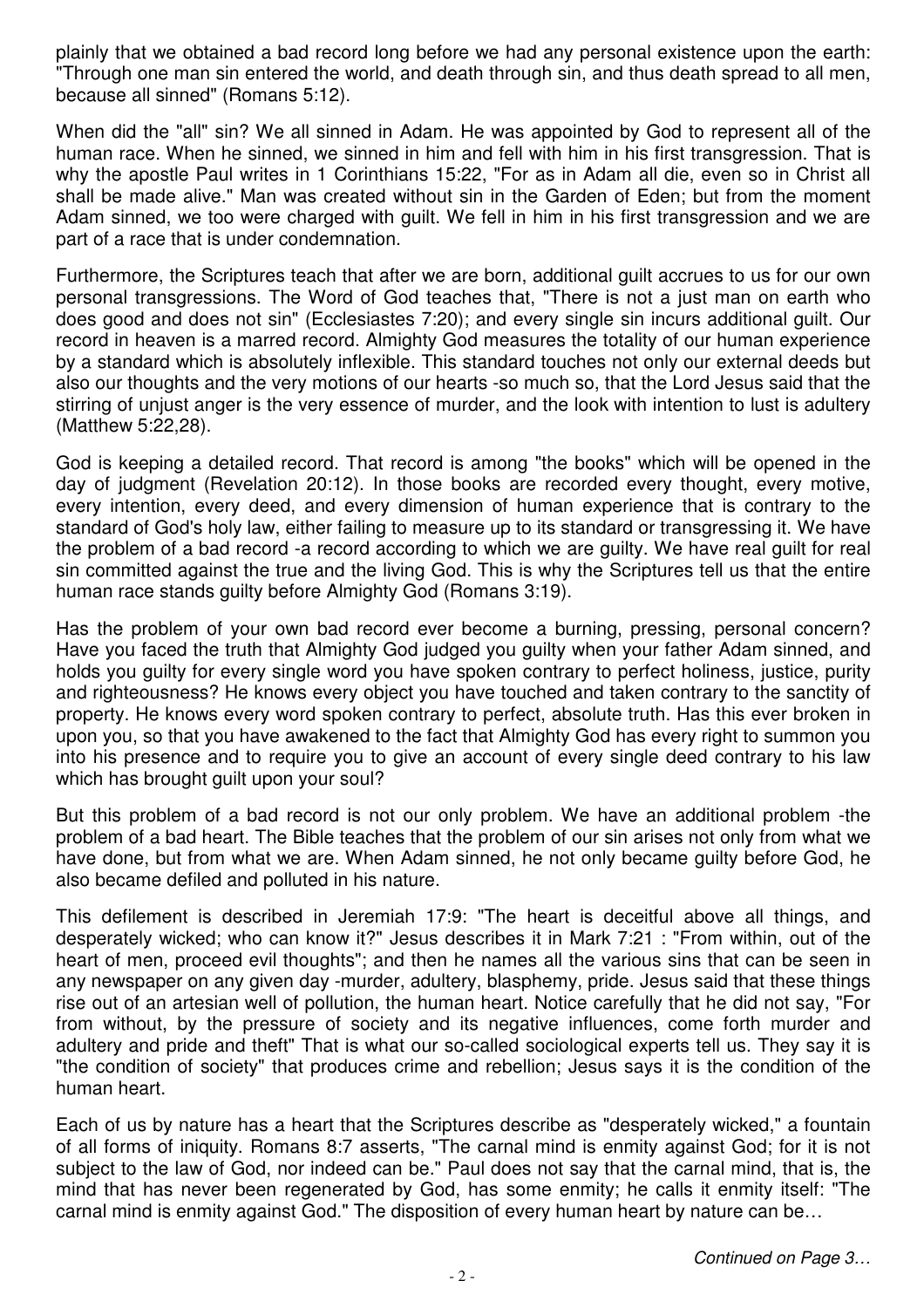plainly that we obtained a bad record long before we had any personal existence upon the earth: "Through one man sin entered the world, and death through sin, and thus death spread to all men, because all sinned" (Romans 5:12).

When did the "all" sin? We all sinned in Adam. He was appointed by God to represent all of the human race. When he sinned, we sinned in him and fell with him in his first transgression. That is why the apostle Paul writes in 1 Corinthians 15:22, "For as in Adam all die, even so in Christ all shall be made alive." Man was created without sin in the Garden of Eden; but from the moment Adam sinned, we too were charged with guilt. We fell in him in his first transgression and we are part of a race that is under condemnation.

Furthermore, the Scriptures teach that after we are born, additional guilt accrues to us for our own personal transgressions. The Word of God teaches that, "There is not a just man on earth who does good and does not sin" (Ecclesiastes 7:20); and every single sin incurs additional guilt. Our record in heaven is a marred record. Almighty God measures the totality of our human experience by a standard which is absolutely inflexible. This standard touches not only our external deeds but also our thoughts and the very motions of our hearts -so much so, that the Lord Jesus said that the stirring of unjust anger is the very essence of murder, and the look with intention to lust is adultery (Matthew 5:22,28).

God is keeping a detailed record. That record is among "the books" which will be opened in the day of judgment (Revelation 20:12). In those books are recorded every thought, every motive, every intention, every deed, and every dimension of human experience that is contrary to the standard of God's holy law, either failing to measure up to its standard or transgressing it. We have the problem of a bad record -a record according to which we are guilty. We have real guilt for real sin committed against the true and the living God. This is why the Scriptures tell us that the entire human race stands guilty before Almighty God (Romans 3:19).

Has the problem of your own bad record ever become a burning, pressing, personal concern? Have you faced the truth that Almighty God judged you guilty when your father Adam sinned, and holds you guilty for every single word you have spoken contrary to perfect holiness, justice, purity and righteousness? He knows every object you have touched and taken contrary to the sanctity of property. He knows every word spoken contrary to perfect, absolute truth. Has this ever broken in upon you, so that you have awakened to the fact that Almighty God has every right to summon you into his presence and to require you to give an account of every single deed contrary to his law which has brought guilt upon your soul?

But this problem of a bad record is not our only problem. We have an additional problem -the problem of a bad heart. The Bible teaches that the problem of our sin arises not only from what we have done, but from what we are. When Adam sinned, he not only became guilty before God, he also became defiled and polluted in his nature.

This defilement is described in Jeremiah 17:9: "The heart is deceitful above all things, and desperately wicked; who can know it?" Jesus describes it in Mark 7:21 : "From within, out of the heart of men, proceed evil thoughts"; and then he names all the various sins that can be seen in any newspaper on any given day -murder, adultery, blasphemy, pride. Jesus said that these things rise out of an artesian well of pollution, the human heart. Notice carefully that he did not say, "For from without, by the pressure of society and its negative influences, come forth murder and adultery and pride and theft" That is what our so-called sociological experts tell us. They say it is "the condition of society" that produces crime and rebellion; Jesus says it is the condition of the human heart.

Each of us by nature has a heart that the Scriptures describe as "desperately wicked," a fountain of all forms of iniquity. Romans 8:7 asserts, "The carnal mind is enmity against God; for it is not subject to the law of God, nor indeed can be." Paul does not say that the carnal mind, that is, the mind that has never been regenerated by God, has some enmity; he calls it enmity itself: "The carnal mind is enmity against God." The disposition of every human heart by nature can be…

*Continued on Page 3…*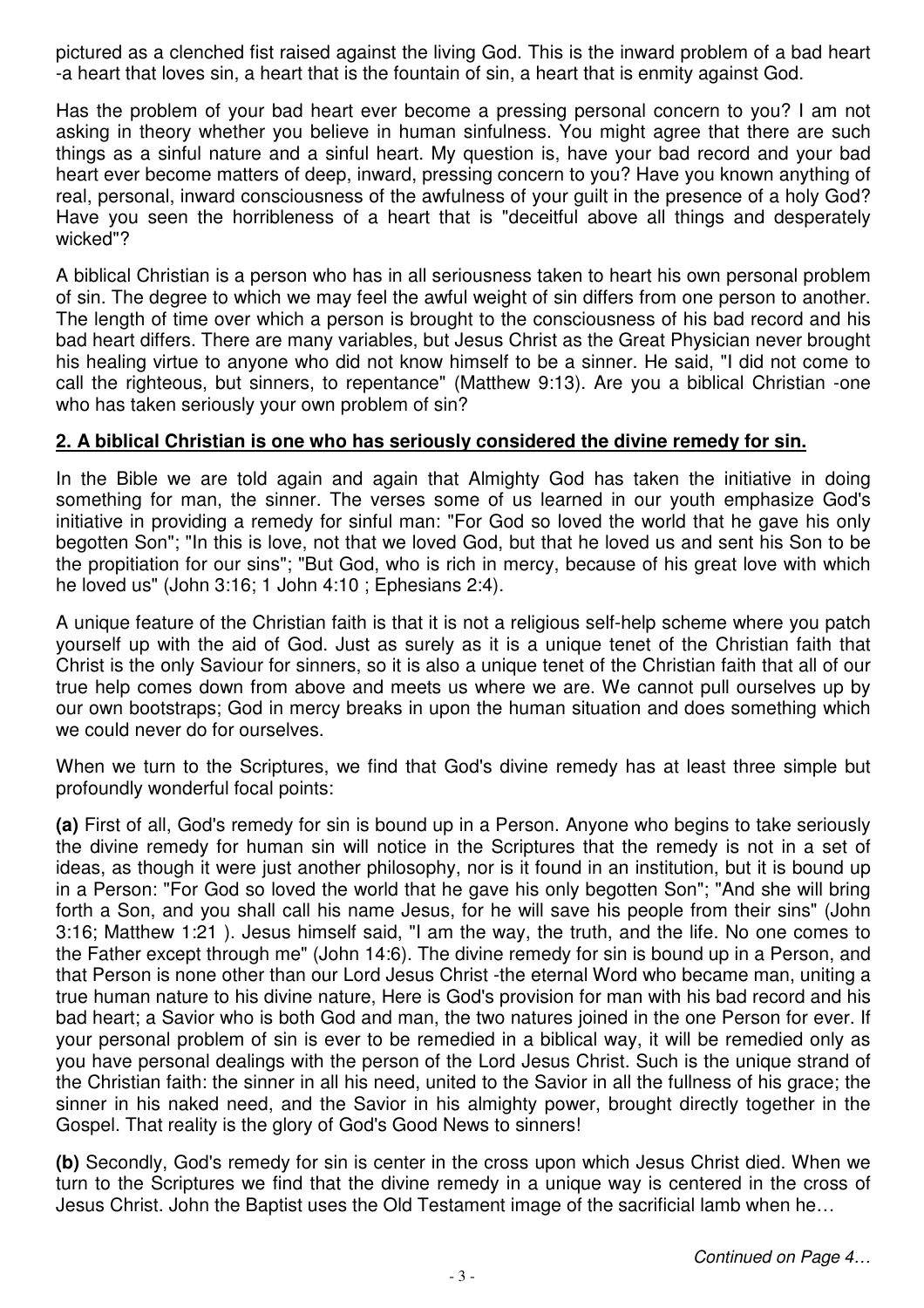pictured as a clenched fist raised against the living God. This is the inward problem of a bad heart -a heart that loves sin, a heart that is the fountain of sin, a heart that is enmity against God.

Has the problem of your bad heart ever become a pressing personal concern to you? I am not asking in theory whether you believe in human sinfulness. You might agree that there are such things as a sinful nature and a sinful heart. My question is, have your bad record and your bad heart ever become matters of deep, inward, pressing concern to you? Have you known anything of real, personal, inward consciousness of the awfulness of your guilt in the presence of a holy God? Have you seen the horribleness of a heart that is "deceitful above all things and desperately wicked"?

A biblical Christian is a person who has in all seriousness taken to heart his own personal problem of sin. The degree to which we may feel the awful weight of sin differs from one person to another. The length of time over which a person is brought to the consciousness of his bad record and his bad heart differs. There are many variables, but Jesus Christ as the Great Physician never brought his healing virtue to anyone who did not know himself to be a sinner. He said, "I did not come to call the righteous, but sinners, to repentance" (Matthew 9:13). Are you a biblical Christian -one who has taken seriously your own problem of sin?

## 2. A biblical Christian is one who has seriously considered the divine remedy for sin.

In the Bible we are told again and again that Almighty God has taken the initiative in doing something for man, the sinner. The verses some of us learned in our youth emphasize God's initiative in providing a remedy for sinful man: "For God so loved the world that he gave his only begotten Son"; "In this is love, not that we loved God, but that he loved us and sent his Son to be the propitiation for our sins"; "But God, who is rich in mercy, because of his great love with which he loved us" (John 3:16; 1 John 4:10 ; Ephesians 2:4).

A unique feature of the Christian faith is that it is not a religious self-help scheme where you patch yourself up with the aid of God. Just as surely as it is a unique tenet of the Christian faith that Christ is the only Saviour for sinners, so it is also a unique tenet of the Christian faith that all of our true help comes down from above and meets us where we are. We cannot pull ourselves up by our own bootstraps; God in mercy breaks in upon the human situation and does something which we could never do for ourselves.

When we turn to the Scriptures, we find that God's divine remedy has at least three simple but profoundly wonderful focal points:

**(a)** First of all, God's remedy for sin is bound up in a Person. Anyone who begins to take seriously the divine remedy for human sin will notice in the Scriptures that the remedy is not in a set of ideas, as though it were just another philosophy, nor is it found in an institution, but it is bound up in a Person: "For God so loved the world that he gave his only begotten Son"; "And she will bring forth a Son, and you shall call his name Jesus, for he will save his people from their sins" (John 3:16; Matthew 1:21 ). Jesus himself said, "I am the way, the truth, and the life. No one comes to the Father except through me" (John 14:6). The divine remedy for sin is bound up in a Person, and that Person is none other than our Lord Jesus Christ -the eternal Word who became man, uniting a true human nature to his divine nature, Here is God's provision for man with his bad record and his bad heart; a Savior who is both God and man, the two natures joined in the one Person for ever. If your personal problem of sin is ever to be remedied in a biblical way, it will be remedied only as you have personal dealings with the person of the Lord Jesus Christ. Such is the unique strand of the Christian faith: the sinner in all his need, united to the Savior in all the fullness of his grace; the sinner in his naked need, and the Savior in his almighty power, brought directly together in the Gospel. That reality is the glory of God's Good News to sinners!

**(b)** Secondly, God's remedy for sin is center in the cross upon which Jesus Christ died. When we turn to the Scriptures we find that the divine remedy in a unique way is centered in the cross of Jesus Christ. John the Baptist uses the Old Testament image of the sacrificial lamb when he…

*Continued on Page 4…*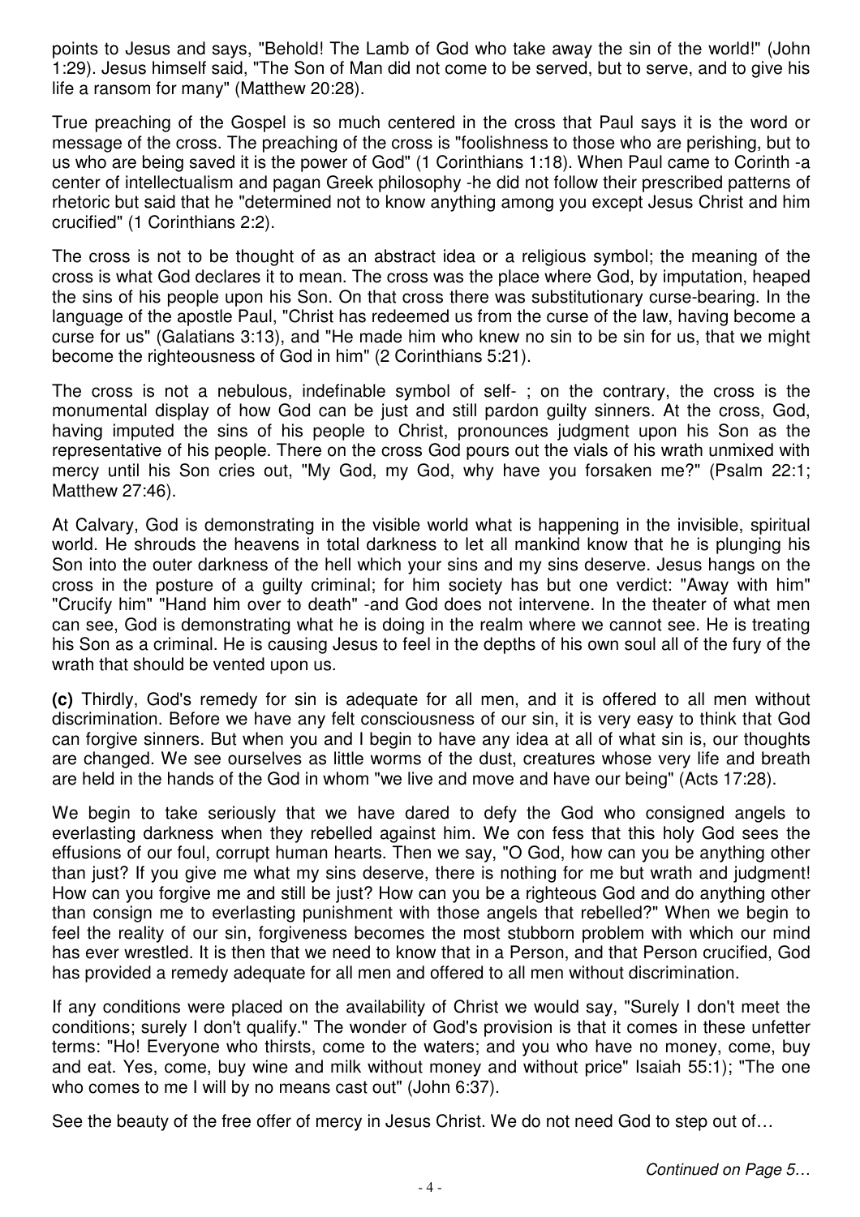points to Jesus and says, "Behold! The Lamb of God who take away the sin of the world!" (John 1:29). Jesus himself said, "The Son of Man did not come to be served, but to serve, and to give his life a ransom for many" (Matthew 20:28).

True preaching of the Gospel is so much centered in the cross that Paul says it is the word or message of the cross. The preaching of the cross is "foolishness to those who are perishing, but to us who are being saved it is the power of God" (1 Corinthians 1:18). When Paul came to Corinth -a center of intellectualism and pagan Greek philosophy -he did not follow their prescribed patterns of rhetoric but said that he "determined not to know anything among you except Jesus Christ and him crucified" (1 Corinthians 2:2).

The cross is not to be thought of as an abstract idea or a religious symbol; the meaning of the cross is what God declares it to mean. The cross was the place where God, by imputation, heaped the sins of his people upon his Son. On that cross there was substitutionary curse-bearing. In the language of the apostle Paul, "Christ has redeemed us from the curse of the law, having become a curse for us" (Galatians 3:13), and "He made him who knew no sin to be sin for us, that we might become the righteousness of God in him" (2 Corinthians 5:21).

The cross is not a nebulous, indefinable symbol of self- ; on the contrary, the cross is the monumental display of how God can be just and still pardon guilty sinners. At the cross, God, having imputed the sins of his people to Christ, pronounces judgment upon his Son as the representative of his people. There on the cross God pours out the vials of his wrath unmixed with mercy until his Son cries out, "My God, my God, why have you forsaken me?" (Psalm 22:1; Matthew 27:46).

At Calvary, God is demonstrating in the visible world what is happening in the invisible, spiritual world. He shrouds the heavens in total darkness to let all mankind know that he is plunging his Son into the outer darkness of the hell which your sins and my sins deserve. Jesus hangs on the cross in the posture of a guilty criminal; for him society has but one verdict: "Away with him" "Crucify him" "Hand him over to death" -and God does not intervene. In the theater of what men can see, God is demonstrating what he is doing in the realm where we cannot see. He is treating his Son as a criminal. He is causing Jesus to feel in the depths of his own soul all of the fury of the wrath that should be vented upon us.

**(c)** Thirdly, God's remedy for sin is adequate for all men, and it is offered to all men without discrimination. Before we have any felt consciousness of our sin, it is very easy to think that God can forgive sinners. But when you and I begin to have any idea at all of what sin is, our thoughts are changed. We see ourselves as little worms of the dust, creatures whose very life and breath are held in the hands of the God in whom "we live and move and have our being" (Acts 17:28).

We begin to take seriously that we have dared to defy the God who consigned angels to everlasting darkness when they rebelled against him. We con fess that this holy God sees the effusions of our foul, corrupt human hearts. Then we say, "O God, how can you be anything other than just? If you give me what my sins deserve, there is nothing for me but wrath and judgment! How can you forgive me and still be just? How can you be a righteous God and do anything other than consign me to everlasting punishment with those angels that rebelled?" When we begin to feel the reality of our sin, forgiveness becomes the most stubborn problem with which our mind has ever wrestled. It is then that we need to know that in a Person, and that Person crucified, God has provided a remedy adequate for all men and offered to all men without discrimination.

If any conditions were placed on the availability of Christ we would say, "Surely I don't meet the conditions; surely I don't qualify." The wonder of God's provision is that it comes in these unfetter terms: "Ho! Everyone who thirsts, come to the waters; and you who have no money, come, buy and eat. Yes, come, buy wine and milk without money and without price" Isaiah 55:1); "The one who comes to me I will by no means cast out" (John 6:37).

See the beauty of the free offer of mercy in Jesus Christ. We do not need God to step out of…

*Continued on Page 5…*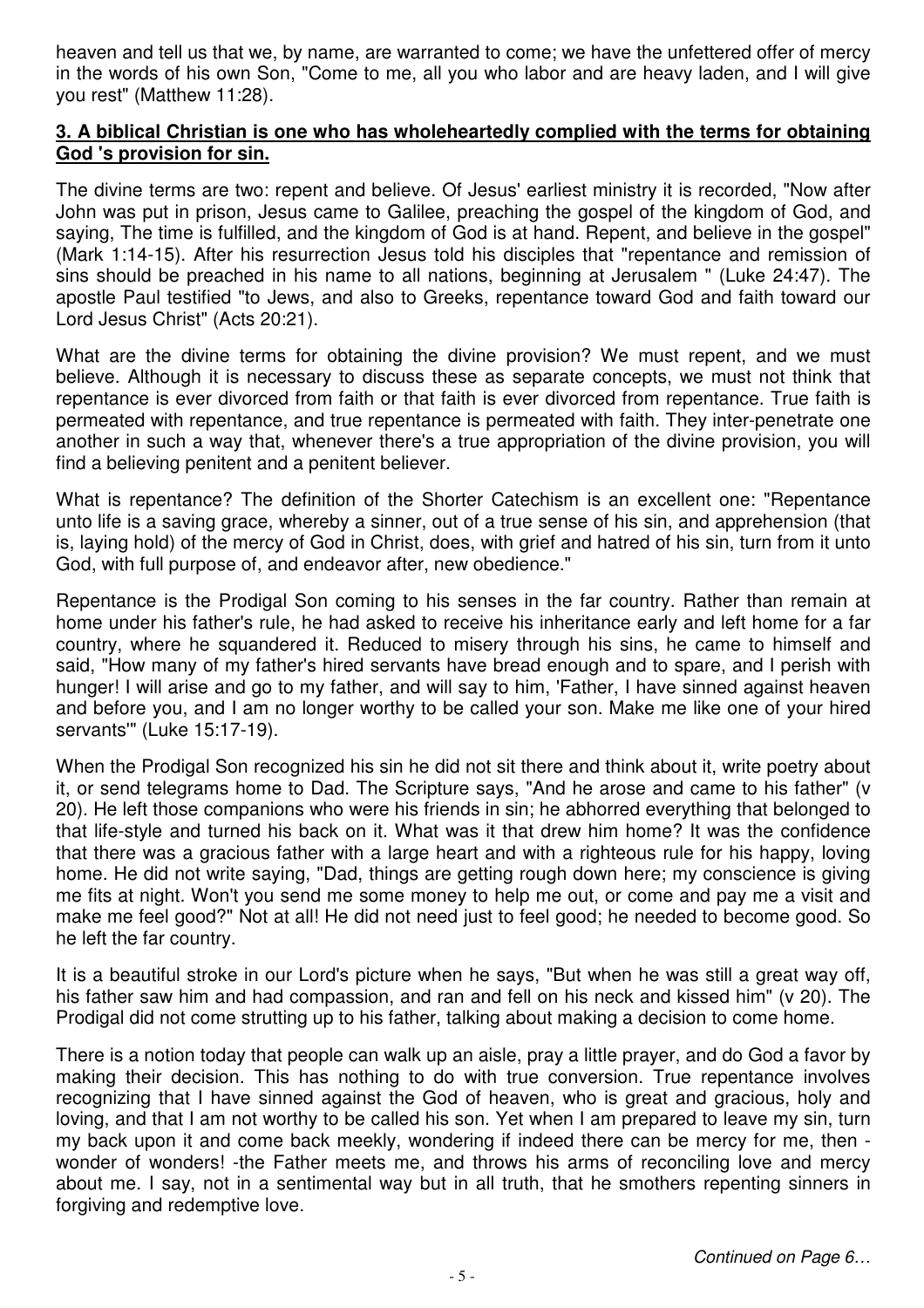heaven and tell us that we, by name, are warranted to come; we have the unfettered offer of mercy in the words of his own Son, "Come to me, all you who labor and are heavy laden, and I will give you rest" (Matthew 11:28).

**3. A biblical Christian is one who has wholeheartedly complied with the terms for obtaining God 's provision for sin.**

The divine terms are two: repent and believe. Of Jesus' earliest ministry it is recorded, "Now after John was put in prison, Jesus came to Galilee, preaching the gospel of the kingdom of God, and saying, The time is fulfilled, and the kingdom of God is at hand. Repent, and believe in the gospel" (Mark 1:14-15). After his resurrection Jesus told his disciples that "repentance and remission of sins should be preached in his name to all nations, beginning at Jerusalem " (Luke 24:47). The apostle Paul testified "to Jews, and also to Greeks, repentance toward God and faith toward our Lord Jesus Christ" (Acts 20:21).

What are the divine terms for obtaining the divine provision? We must repent, and we must believe. Although it is necessary to discuss these as separate concepts, we must not think that repentance is ever divorced from faith or that faith is ever divorced from repentance. True faith is permeated with repentance, and true repentance is permeated with faith. They inter-penetrate one another in such a way that, whenever there's a true appropriation of the divine provision, you will find a believing penitent and a penitent believer.

What is repentance? The definition of the Shorter Catechism is an excellent one: "Repentance unto life is a saving grace, whereby a sinner, out of a true sense of his sin, and apprehension (that is, laying hold) of the mercy of God in Christ, does, with grief and hatred of his sin, turn from it unto God, with full purpose of, and endeavor after, new obedience."

Repentance is the Prodigal Son coming to his senses in the far country. Rather than remain at home under his father's rule, he had asked to receive his inheritance early and left home for a far country, where he squandered it. Reduced to misery through his sins, he came to himself and said, "How many of my father's hired servants have bread enough and to spare, and I perish with hunger! I will arise and go to my father, and will say to him, 'Father, I have sinned against heaven and before you, and I am no longer worthy to be called your son. Make me like one of your hired servants'" (Luke 15:17-19).

When the Prodigal Son recognized his sin he did not sit there and think about it, write poetry about it, or send telegrams home to Dad. The Scripture says, "And he arose and came to his father" (v 20). He left those companions who were his friends in sin; he abhorred everything that belonged to that life-style and turned his back on it. What was it that drew him home? It was the confidence that there was a gracious father with a large heart and with a righteous rule for his happy, loving home. He did not write saying, "Dad, things are getting rough down here; my conscience is giving me fits at night. Won't you send me some money to help me out, or come and pay me a visit and make me feel good?" Not at all! He did not need just to feel good; he needed to become good. So he left the far country.

It is a beautiful stroke in our Lord's picture when he says, "But when he was still a great way off, his father saw him and had compassion, and ran and fell on his neck and kissed him" (v 20). The Prodigal did not come strutting up to his father, talking about making a decision to come home.

There is a notion today that people can walk up an aisle, pray a little prayer, and do God a favor by making their decision. This has nothing to do with true conversion. True repentance involves recognizing that I have sinned against the God of heaven, who is great and gracious, holy and loving, and that I am not worthy to be called his son. Yet when I am prepared to leave my sin, turn my back upon it and come back meekly, wondering if indeed there can be mercy for me, then - wonder of wonders! -the Father meets me, and throws his arms of reconciling love and mercy about me. I say, not in a sentimental way but in all truth, that he smothers repenting sinners in forgiving and redemptive love.

*Continued on Page 6…*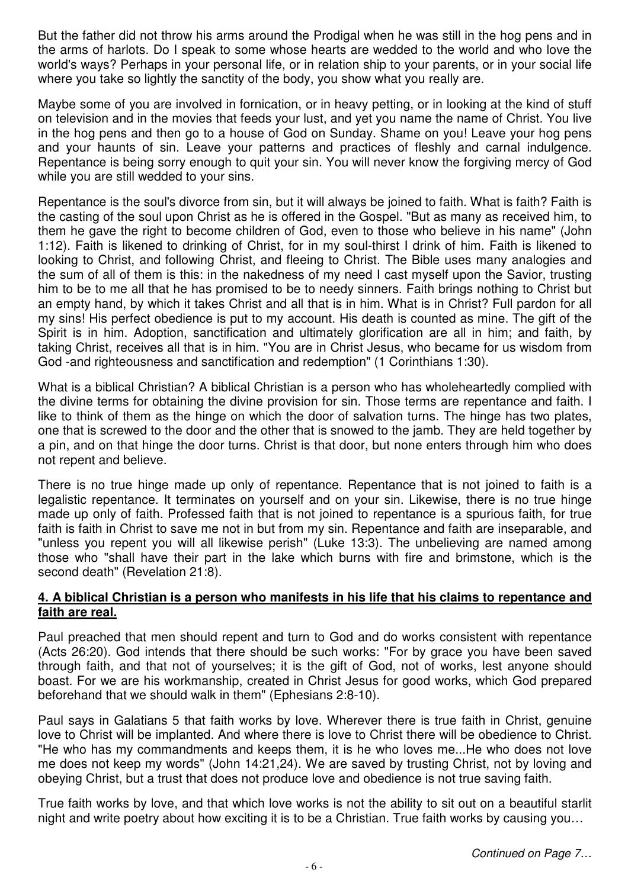But the father did not throw his arms around the Prodigal when he was still in the hog pens and in the arms of harlots. Do I speak to some whose hearts are wedded to the world and who love the world's ways? Perhaps in your personal life, or in relation ship to your parents, or in your social life where you take so lightly the sanctity of the body, you show what you really are.

Maybe some of you are involved in fornication, or in heavy petting, or in looking at the kind of stuff on television and in the movies that feeds your lust, and yet you name the name of Christ. You live in the hog pens and then go to a house of God on Sunday. Shame on you! Leave your hog pens and your haunts of sin. Leave your patterns and practices of fleshly and carnal indulgence. Repentance is being sorry enough to quit your sin. You will never know the forgiving mercy of God while you are still wedded to your sins.

Repentance is the soul's divorce from sin, but it will always be joined to faith. What is faith? Faith is the casting of the soul upon Christ as he is offered in the Gospel. "But as many as received him, to them he gave the right to become children of God, even to those who believe in his name" (John 1:12). Faith is likened to drinking of Christ, for in my soul-thirst I drink of him. Faith is likened to looking to Christ, and following Christ, and fleeing to Christ. The Bible uses many analogies and the sum of all of them is this: in the nakedness of my need I cast myself upon the Savior, trusting him to be to me all that he has promised to be to needy sinners. Faith brings nothing to Christ but an empty hand, by which it takes Christ and all that is in him. What is in Christ? Full pardon for all my sins! His perfect obedience is put to my account. His death is counted as mine. The gift of the Spirit is in him. Adoption, sanctification and ultimately glorification are all in him; and faith, by taking Christ, receives all that is in him. "You are in Christ Jesus, who became for us wisdom from God -and righteousness and sanctification and redemption" (1 Corinthians 1:30).

What is a biblical Christian? A biblical Christian is a person who has wholeheartedly complied with the divine terms for obtaining the divine provision for sin. Those terms are repentance and faith. I like to think of them as the hinge on which the door of salvation turns. The hinge has two plates, one that is screwed to the door and the other that is snowed to the jamb. They are held together by a pin, and on that hinge the door turns. Christ is that door, but none enters through him who does not repent and believe.

There is no true hinge made up only of repentance. Repentance that is not joined to faith is a legalistic repentance. It terminates on yourself and on your sin. Likewise, there is no true hinge made up only of faith. Professed faith that is not joined to repentance is a spurious faith, for true faith is faith in Christ to save me not in but from my sin. Repentance and faith are inseparable, and "unless you repent you will all likewise perish" (Luke 13:3). The unbelieving are named among those who "shall have their part in the lake which burns with fire and brimstone, which is the second death" (Revelation 21:8).

**4. A biblical Christian is a person who manifests in his life that his claims to repentance and faith are real.**

Paul preached that men should repent and turn to God and do works consistent with repentance (Acts 26:20). God intends that there should be such works: "For by grace you have been saved through faith, and that not of yourselves; it is the gift of God, not of works, lest anyone should boast. For we are his workmanship, created in Christ Jesus for good works, which God prepared beforehand that we should walk in them" (Ephesians 2:8-10).

Paul says in Galatians 5 that faith works by love. Wherever there is true faith in Christ, genuine love to Christ will be implanted. And where there is love to Christ there will be obedience to Christ. "He who has my commandments and keeps them, it is he who loves me...He who does not love me does not keep my words" (John 14:21,24). We are saved by trusting Christ, not by loving and obeying Christ, but a trust that does not produce love and obedience is not true saving faith.

True faith works by love, and that which love works is not the ability to sit out on a beautiful starlit night and write poetry about how exciting it is to be a Christian. True faith works by causing you…

*Continued on Page 7…*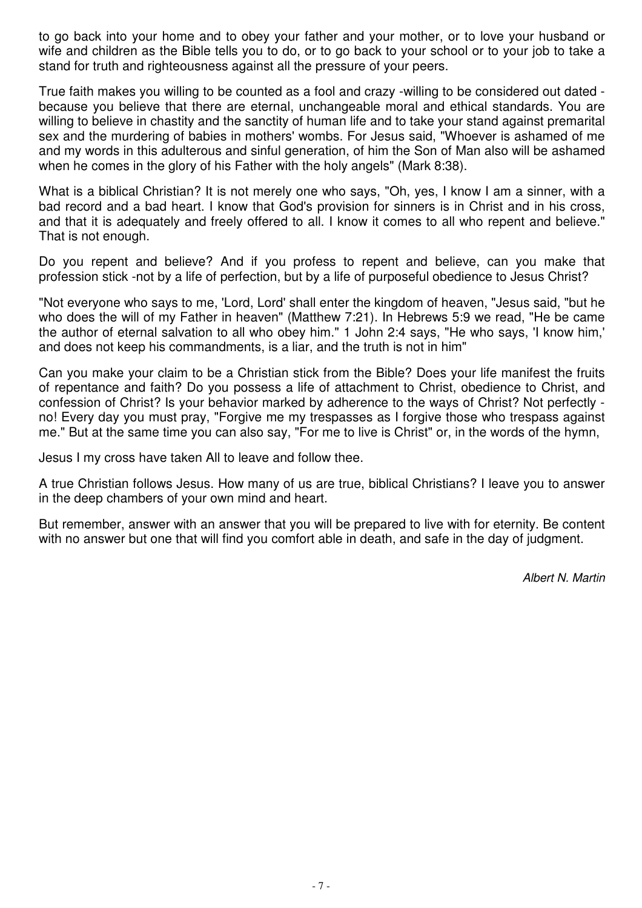to go back into your home and to obey your father and your mother, or to love your husband or wife and children as the Bible tells you to do, or to go back to your school or to your job to take a stand for truth and righteousness against all the pressure of your peers.

True faith makes you willing to be counted as a fool and crazy -willing to be considered out dated - because you believe that there are eternal, unchangeable moral and ethical standards. You are willing to believe in chastity and the sanctity of human life and to take your stand against premarital sex and the murdering of babies in mothers' wombs. For Jesus said, "Whoever is ashamed of me and my words in this adulterous and sinful generation, of him the Son of Man also will be ashamed when he comes in the glory of his Father with the holy angels" (Mark 8:38).

What is a biblical Christian? It is not merely one who says, "Oh, yes, I know I am a sinner, with a bad record and a bad heart. I know that God's provision for sinners is in Christ and in his cross, and that it is adequately and freely offered to all. I know it comes to all who repent and believe." That is not enough.

Do you repent and believe? And if you profess to repent and believe, can you make that profession stick -not by a life of perfection, but by a life of purposeful obedience to Jesus Christ?

"Not everyone who says to me, 'Lord, Lord' shall enter the kingdom of heaven, "Jesus said, "but he who does the will of my Father in heaven" (Matthew 7:21). In Hebrews 5:9 we read, "He be came the author of eternal salvation to all who obey him." 1 John 2:4 says, "He who says, 'I know him,' and does not keep his commandments, is a liar, and the truth is not in him"

Can you make your claim to be a Christian stick from the Bible? Does your life manifest the fruits of repentance and faith? Do you possess a life of attachment to Christ, obedience to Christ, and confession of Christ? Is your behavior marked by adherence to the ways of Christ? Not perfectly - no! Every day you must pray, "Forgive me my trespasses as I forgive those who trespass against me." But at the same time you can also say, "For me to live is Christ" or, in the words of the hymn,

Jesus I my cross have taken All to leave and follow thee.

A true Christian follows Jesus. How many of us are true, biblical Christians? I leave you to answer in the deep chambers of your own mind and heart.

But remember, answer with an answer that you will be prepared to live with for eternity. Be content with no answer but one that will find you comfort able in death, and safe in the day of judgment.

*Albert N. Martin*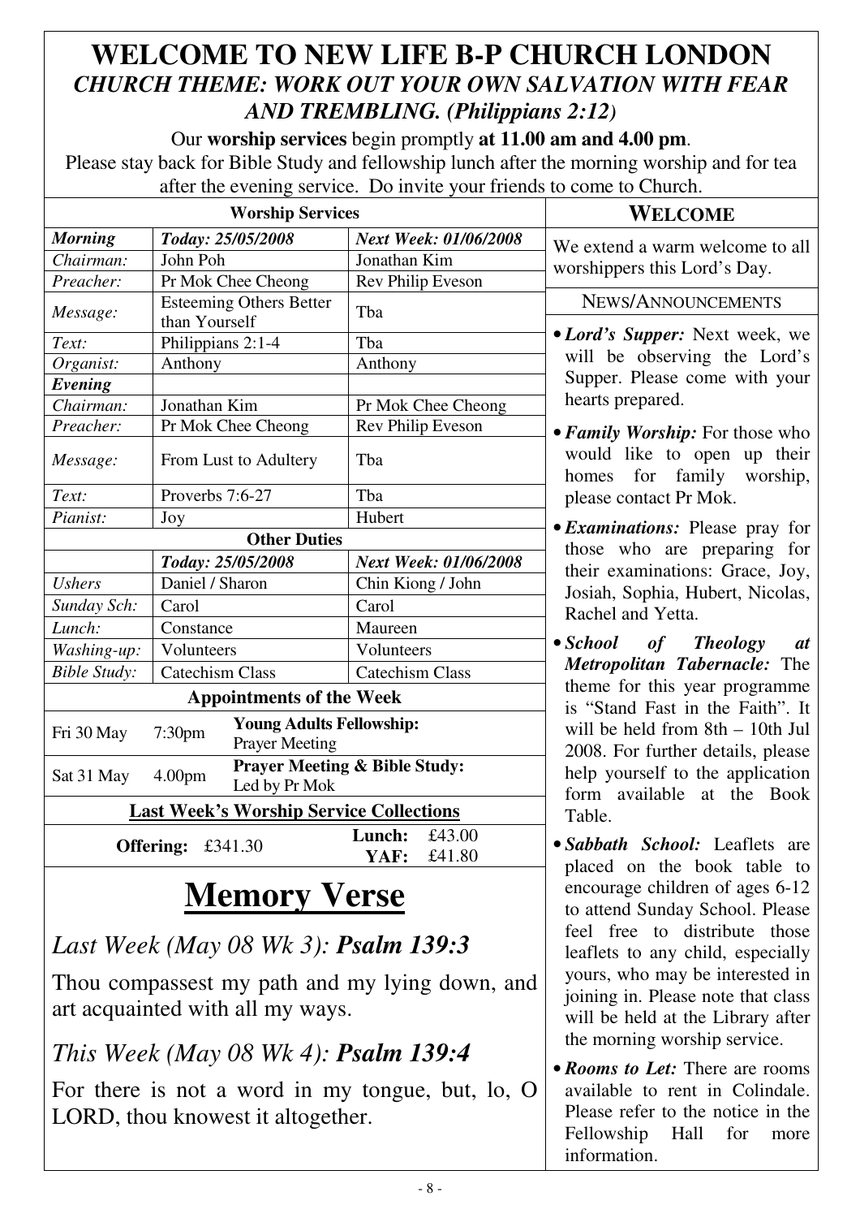# WELCOME TO NEW LIFE B-P CHURCH LONDON

## *CHURCH THEME: WORK OUT YOUR OWN SALVATION WITH FEAR AND TREMBLING. (Philippians 2:12)*

Our **worship services** begin promptly **at 11.00 am and 4.00 pm**.

Please stay back for Bible Study and fellowship lunch after the morning worship and for tea after the evening service. Do invite your friends to come to Church.

**Worship Services**

| | | |
|---|---|---|
| ***Morning*** | ***Today: 25/05/2008*** | ***Next Week: 01/06/2008*** |
| *Chairman:* | John Poh | Jonathan Kim |
| *Preacher:* | Pr Mok Chee Cheong | Rev Philip Eveson |
| *Message:* | Esteeming Others Better than Yourself | Tba |
| *Text:* | Philippians 2:1-4 | Tba |
| *Organist:* | Anthony | Anthony |
| ***Evening*** | | |
| *Chairman:* | Jonathan Kim | Pr Mok Chee Cheong |
| *Preacher:* | Pr Mok Chee Cheong | Rev Philip Eveson |
| *Message:* | From Lust to Adultery | Tba |
| *Text:* | Proverbs 7:6-27 | Tba |
| *Pianist:* | Joy | Hubert |

**Other Duties**

| | ***Today: 25/05/2008*** | ***Next Week: 01/06/2008*** |
|---|---|---|
| *Ushers* | Daniel / Sharon | Chin Kiong / John |
| *Sunday Sch:* | Carol | Carol |
| *Lunch:* | Constance | Maureen |
| *Washing-up:* | Volunteers | Volunteers |
| *Bible Study:* | Catechism Class | Catechism Class |

**Appointments of the Week**

| | | |
|---|---|---|
| Fri 30 May | 7:30pm | **Young Adults Fellowship:** Prayer Meeting |
| Sat 31 May | 4.00pm | **Prayer Meeting & Bible Study:** Led by Pr Mok |

**Last Week's Worship Service Collections**

**Offering:** £341.30 | **Lunch:** £43.00 | **YAF:** £41.80

# Memory Verse

## *Last Week (May 08 Wk 3): **Psalm 139:3***

Thou compassest my path and my lying down, and art acquainted with all my ways.

## *This Week (May 08 Wk 4): **Psalm 139:4***

For there is not a word in my tongue, but, lo, O LORD, thou knowest it altogether.

## WELCOME

We extend a warm welcome to all worshippers this Lord's Day.

## NEWS/ANNOUNCEMENTS

- ***Lord's Supper:*** Next week, we will be observing the Lord's Supper. Please come with your hearts prepared.
- ***Family Worship:*** For those who would like to open up their homes for family worship, please contact Pr Mok.
- ***Examinations:*** Please pray for those who are preparing for their examinations: Grace, Joy, Josiah, Sophia, Hubert, Nicolas, Rachel and Yetta.
- ***School of Theology at Metropolitan Tabernacle:*** The theme for this year programme is "Stand Fast in the Faith". It will be held from 8th – 10th Jul 2008. For further details, please help yourself to the application form available at the Book Table.
- ***Sabbath School:*** Leaflets are placed on the book table to encourage children of ages 6-12 to attend Sunday School. Please feel free to distribute those leaflets to any child, especially yours, who may be interested in joining in. Please note that class will be held at the Library after the morning worship service.
- ***Rooms to Let:*** There are rooms available to rent in Colindale. Please refer to the notice in the Fellowship Hall for more information.